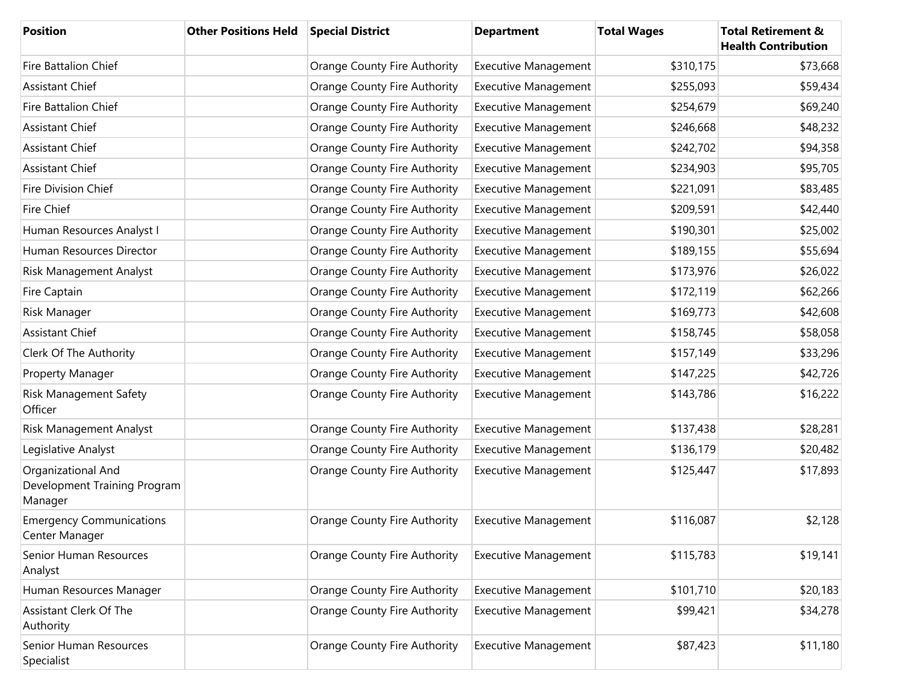| Position | Other Positions Held | Special District | Department | Total Wages | Total Retirement & Health Contribution |
|---|---|---|---|---|---|
| Fire Battalion Chief | | Orange County Fire Authority | Executive Management | $310,175 | $73,668 |
| Assistant Chief | | Orange County Fire Authority | Executive Management | $255,093 | $59,434 |
| Fire Battalion Chief | | Orange County Fire Authority | Executive Management | $254,679 | $69,240 |
| Assistant Chief | | Orange County Fire Authority | Executive Management | $246,668 | $48,232 |
| Assistant Chief | | Orange County Fire Authority | Executive Management | $242,702 | $94,358 |
| Assistant Chief | | Orange County Fire Authority | Executive Management | $234,903 | $95,705 |
| Fire Division Chief | | Orange County Fire Authority | Executive Management | $221,091 | $83,485 |
| Fire Chief | | Orange County Fire Authority | Executive Management | $209,591 | $42,440 |
| Human Resources Analyst I | | Orange County Fire Authority | Executive Management | $190,301 | $25,002 |
| Human Resources Director | | Orange County Fire Authority | Executive Management | $189,155 | $55,694 |
| Risk Management Analyst | | Orange County Fire Authority | Executive Management | $173,976 | $26,022 |
| Fire Captain | | Orange County Fire Authority | Executive Management | $172,119 | $62,266 |
| Risk Manager | | Orange County Fire Authority | Executive Management | $169,773 | $42,608 |
| Assistant Chief | | Orange County Fire Authority | Executive Management | $158,745 | $58,058 |
| Clerk Of The Authority | | Orange County Fire Authority | Executive Management | $157,149 | $33,296 |
| Property Manager | | Orange County Fire Authority | Executive Management | $147,225 | $42,726 |
| Risk Management Safety Officer | | Orange County Fire Authority | Executive Management | $143,786 | $16,222 |
| Risk Management Analyst | | Orange County Fire Authority | Executive Management | $137,438 | $28,281 |
| Legislative Analyst | | Orange County Fire Authority | Executive Management | $136,179 | $20,482 |
| Organizational And Development Training Program Manager | | Orange County Fire Authority | Executive Management | $125,447 | $17,893 |
| Emergency Communications Center Manager | | Orange County Fire Authority | Executive Management | $116,087 | $2,128 |
| Senior Human Resources Analyst | | Orange County Fire Authority | Executive Management | $115,783 | $19,141 |
| Human Resources Manager | | Orange County Fire Authority | Executive Management | $101,710 | $20,183 |
| Assistant Clerk Of The Authority | | Orange County Fire Authority | Executive Management | $99,421 | $34,278 |
| Senior Human Resources Specialist | | Orange County Fire Authority | Executive Management | $87,423 | $11,180 |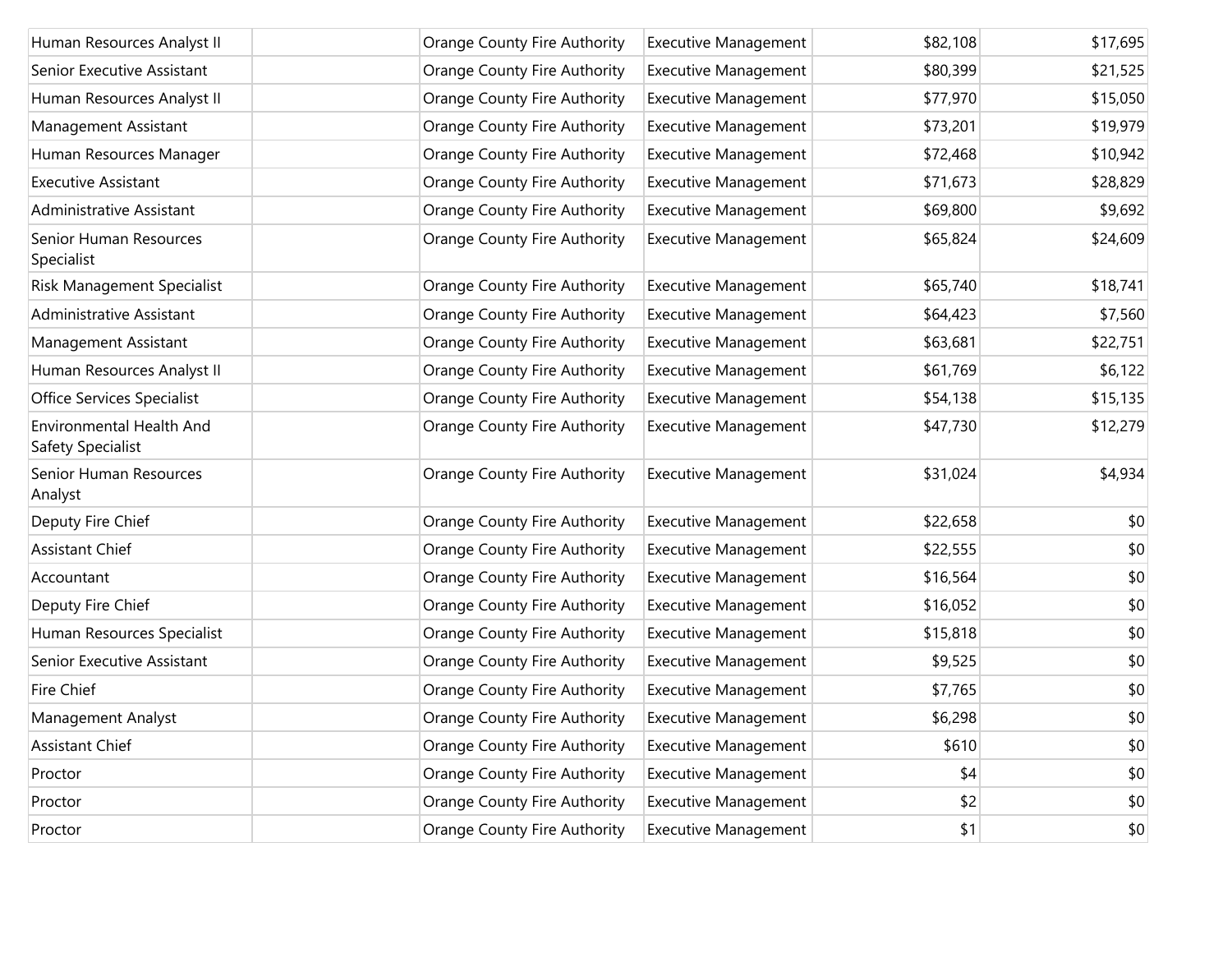| | | | | | |
|---|---|---|---|---|---|
| Human Resources Analyst II | | Orange County Fire Authority | Executive Management | $82,108 | $17,695 |
| Senior Executive Assistant | | Orange County Fire Authority | Executive Management | $80,399 | $21,525 |
| Human Resources Analyst II | | Orange County Fire Authority | Executive Management | $77,970 | $15,050 |
| Management Assistant | | Orange County Fire Authority | Executive Management | $73,201 | $19,979 |
| Human Resources Manager | | Orange County Fire Authority | Executive Management | $72,468 | $10,942 |
| Executive Assistant | | Orange County Fire Authority | Executive Management | $71,673 | $28,829 |
| Administrative Assistant | | Orange County Fire Authority | Executive Management | $69,800 | $9,692 |
| Senior Human Resources Specialist | | Orange County Fire Authority | Executive Management | $65,824 | $24,609 |
| Risk Management Specialist | | Orange County Fire Authority | Executive Management | $65,740 | $18,741 |
| Administrative Assistant | | Orange County Fire Authority | Executive Management | $64,423 | $7,560 |
| Management Assistant | | Orange County Fire Authority | Executive Management | $63,681 | $22,751 |
| Human Resources Analyst II | | Orange County Fire Authority | Executive Management | $61,769 | $6,122 |
| Office Services Specialist | | Orange County Fire Authority | Executive Management | $54,138 | $15,135 |
| Environmental Health And Safety Specialist | | Orange County Fire Authority | Executive Management | $47,730 | $12,279 |
| Senior Human Resources Analyst | | Orange County Fire Authority | Executive Management | $31,024 | $4,934 |
| Deputy Fire Chief | | Orange County Fire Authority | Executive Management | $22,658 | $0 |
| Assistant Chief | | Orange County Fire Authority | Executive Management | $22,555 | $0 |
| Accountant | | Orange County Fire Authority | Executive Management | $16,564 | $0 |
| Deputy Fire Chief | | Orange County Fire Authority | Executive Management | $16,052 | $0 |
| Human Resources Specialist | | Orange County Fire Authority | Executive Management | $15,818 | $0 |
| Senior Executive Assistant | | Orange County Fire Authority | Executive Management | $9,525 | $0 |
| Fire Chief | | Orange County Fire Authority | Executive Management | $7,765 | $0 |
| Management Analyst | | Orange County Fire Authority | Executive Management | $6,298 | $0 |
| Assistant Chief | | Orange County Fire Authority | Executive Management | $610 | $0 |
| Proctor | | Orange County Fire Authority | Executive Management | $4 | $0 |
| Proctor | | Orange County Fire Authority | Executive Management | $2 | $0 |
| Proctor | | Orange County Fire Authority | Executive Management | $1 | $0 |